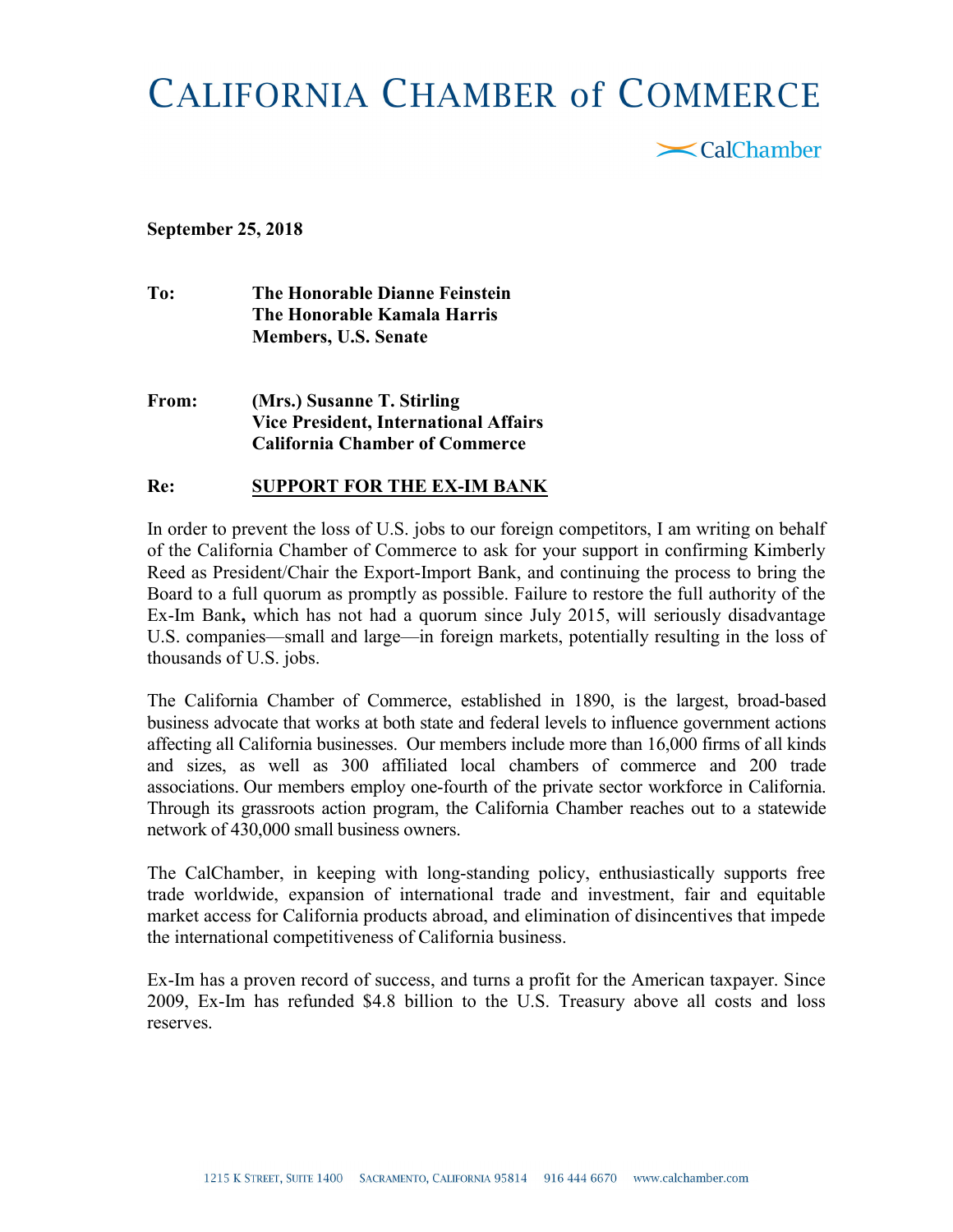# CALIFORNIA CHAMBER of COMMERCE

CalChamber

**September 25, 2018**

**To:** **The Honorable Dianne Feinstein**
**The Honorable Kamala Harris**
**Members, U.S. Senate**

**From:** **(Mrs.) Susanne T. Stirling**
**Vice President, International Affairs**
**California Chamber of Commerce**

**Re:** **SUPPORT FOR THE EX-IM BANK**

In order to prevent the loss of U.S. jobs to our foreign competitors, I am writing on behalf of the California Chamber of Commerce to ask for your support in confirming Kimberly Reed as President/Chair the Export-Import Bank, and continuing the process to bring the Board to a full quorum as promptly as possible. Failure to restore the full authority of the Ex-Im Bank**,** which has not had a quorum since July 2015, will seriously disadvantage U.S. companies—small and large—in foreign markets, potentially resulting in the loss of thousands of U.S. jobs.

The California Chamber of Commerce, established in 1890, is the largest, broad-based business advocate that works at both state and federal levels to influence government actions affecting all California businesses. Our members include more than 16,000 firms of all kinds and sizes, as well as 300 affiliated local chambers of commerce and 200 trade associations. Our members employ one-fourth of the private sector workforce in California. Through its grassroots action program, the California Chamber reaches out to a statewide network of 430,000 small business owners.

The CalChamber, in keeping with long-standing policy, enthusiastically supports free trade worldwide, expansion of international trade and investment, fair and equitable market access for California products abroad, and elimination of disincentives that impede the international competitiveness of California business.

Ex-Im has a proven record of success, and turns a profit for the American taxpayer. Since 2009, Ex-Im has refunded $4.8 billion to the U.S. Treasury above all costs and loss reserves.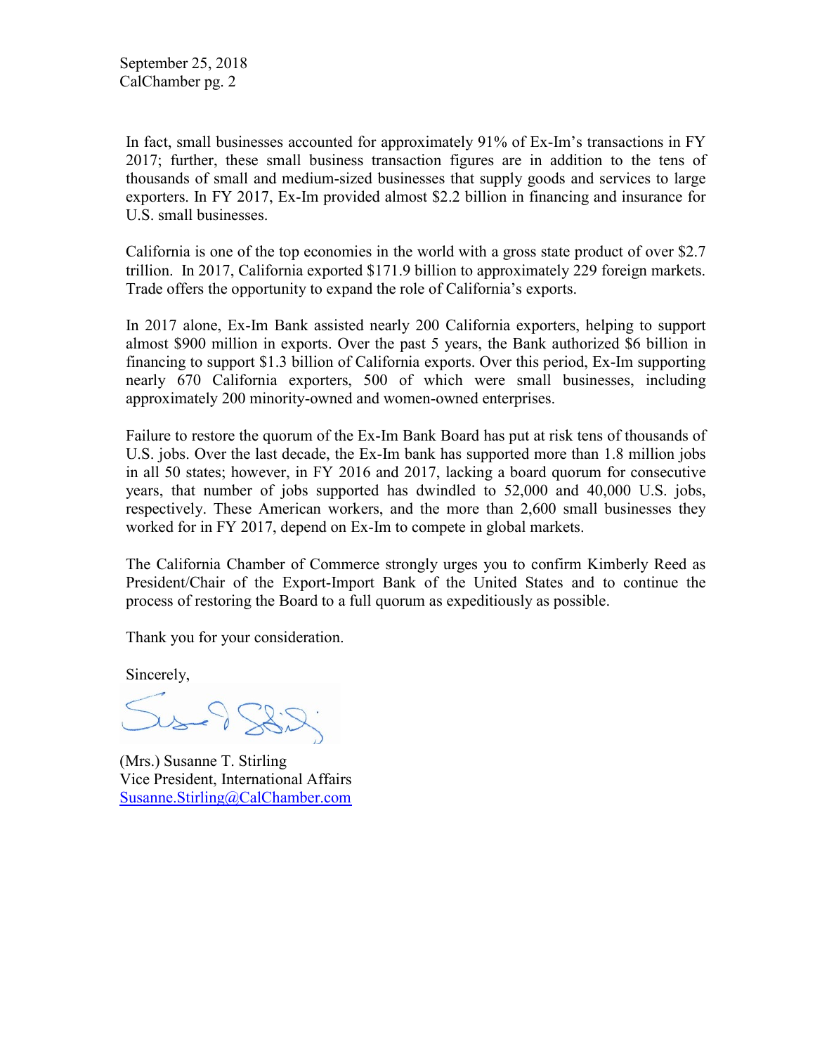In fact, small businesses accounted for approximately 91% of Ex-Im's transactions in FY 2017; further, these small business transaction figures are in addition to the tens of thousands of small and medium-sized businesses that supply goods and services to large exporters. In FY 2017, Ex-Im provided almost $2.2 billion in financing and insurance for U.S. small businesses.

California is one of the top economies in the world with a gross state product of over $2.7 trillion. In 2017, California exported $171.9 billion to approximately 229 foreign markets. Trade offers the opportunity to expand the role of California's exports.

In 2017 alone, Ex-Im Bank assisted nearly 200 California exporters, helping to support almost $900 million in exports. Over the past 5 years, the Bank authorized $6 billion in financing to support $1.3 billion of California exports. Over this period, Ex-Im supporting nearly 670 California exporters, 500 of which were small businesses, including approximately 200 minority-owned and women-owned enterprises.

Failure to restore the quorum of the Ex-Im Bank Board has put at risk tens of thousands of U.S. jobs. Over the last decade, the Ex-Im bank has supported more than 1.8 million jobs in all 50 states; however, in FY 2016 and 2017, lacking a board quorum for consecutive years, that number of jobs supported has dwindled to 52,000 and 40,000 U.S. jobs, respectively. These American workers, and the more than 2,600 small businesses they worked for in FY 2017, depend on Ex-Im to compete in global markets.

The California Chamber of Commerce strongly urges you to confirm Kimberly Reed as President/Chair of the Export-Import Bank of the United States and to continue the process of restoring the Board to a full quorum as expeditiously as possible.

Thank you for your consideration.

Sincerely,

(Mrs.) Susanne T. Stirling
Vice President, International Affairs
Susanne.Stirling@CalChamber.com